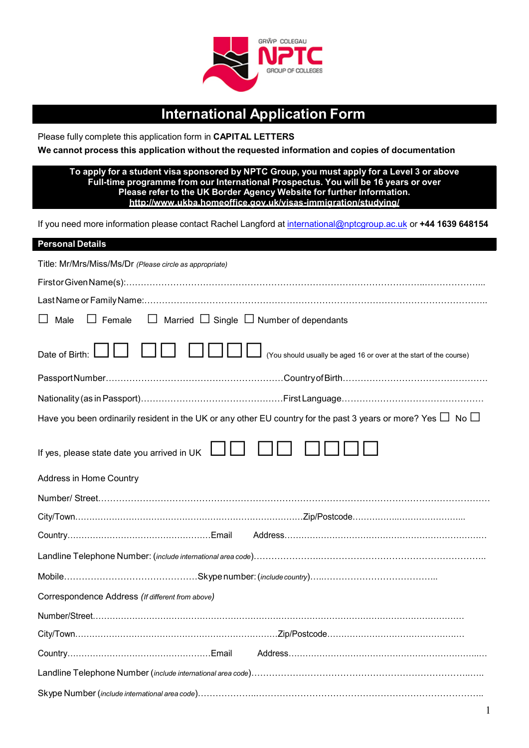GRŴP COLEGAU NPTC GROUP OF COLLEGES

# International Application Form

Please fully complete this application form in **CAPITAL LETTERS**

**We cannot process this application without the requested information and copies of documentation**

**To apply for a student visa sponsored by NPTC Group, you must apply for a Level 3 or above Full-time programme from our International Prospectus. You will be 16 years or over**
**Please refer to the UK Border Agency Website for further Information.**
**http://www.ukba.homeoffice.gov.uk/visas-immigration/studying/**

If you need more information please contact Rachel Langford at international@nptcgroup.ac.uk or **+44 1639 648154**

## Personal Details

Title: Mr/Mrs/Miss/Ms/Dr *(Please circle as appropriate)*

First or Given Name(s):……………………………………………………………………………………………………………

Last Name or Family Name:………………………………………………………………………………………………………

☐ Male ☐ Female ☐ Married ☐ Single ☐ Number of dependants

Date of Birth: ☐☐ ☐☐ ☐☐☐☐ (You should usually be aged 16 or over at the start of the course)

Passport Number……………………………………………………Country of Birth…………………………………………

Nationality (as in Passport)…………………………………………First Language…………………………………………

Have you been ordinarily resident in the UK or any other EU country for the past 3 years or more? Yes ☐ No ☐

If yes, please state date you arrived in UK ☐☐ ☐☐ ☐☐☐☐

Address in Home Country

Number/ Street……………………………………………………………………………………………………………………

City/Town…………………………………………………………………………Zip/Postcode……………………………………

Country……………………………………………Email Address……………………………………………………………

Landline Telephone Number: (*include international area code*)…………………………………………………………………

Mobile………………………………………Skype number: (*include country*)……………………………………

Correspondence Address *(If different from above)*

Number/Street………………………………………………………………………………………………………………

City/Town………………………………………………………………Zip/Postcode…………………………………………

Country……………………………………………Email Address……………………………………………………………

Landline Telephone Number (*include international area code*)……………………………………………………………………

Skype Number (*include international area code*)…………………………………………………………………………………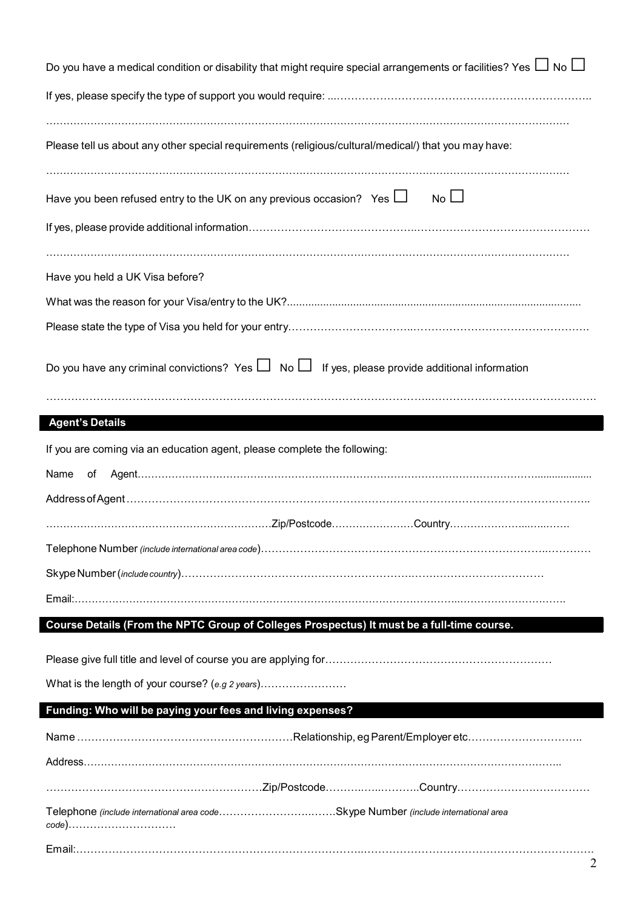Do you have a medical condition or disability that might require special arrangements or facilities? Yes ☐ No ☐

If yes, please specify the type of support you would require: ...……………………………………………………………..

…………………………………………………………………………………………………………………………………

Please tell us about any other special requirements (religious/cultural/medical/) that you may have:

…………………………………………………………………………………………………………………………………

Have you been refused entry to the UK on any previous occasion? Yes ☐ No ☐

If yes, please provide additional information……………………………………..…………………………………………

…………………………………………………………………………………………………………………………………

Have you held a UK Visa before?

What was the reason for your Visa/entry to the UK?..................................................................................................

Please state the type of Visa you held for your entry…………………………..…………………………………………

Do you have any criminal convictions? Yes ☐ No ☐ If yes, please provide additional information

……………………………………………………………………………………………..…………………………………………

## Agent's Details

If you are coming via an education agent, please complete the following:

Name of Agent…………………………………………………………………………………………………………..................

Address of Agent……………………………………………………………………………………………………………..

……………………………………………………….Zip/Postcode……………………Country…………………...…...…….

Telephone Number *(include international area code)*………………………………………………………………..…………

Skype Number *(include country)*……………………………………………………….……………………………

Email:…………………………………………………………………………………………..………………………….

## Course Details (From the NPTC Group of Colleges Prospectus) It must be a full-time course.

Please give full title and level of course you are applying for……………………………………………………

What is the length of your course? (*e.g 2 years*)……………………

## Funding: Who will be paying your fees and living expenses?

Name ……………………………………………………Relationship, eg Parent/Employer etc…………………………..

Address……………………………………………………………………………………………………………………..

……………………………………………………Zip/Postcode………..…..………..Country………………….……………

Telephone *(include international area code*……………………….…….Skype Number *(include international area code)*…………………………

Email:……………………………………………………………..……………………………………………………………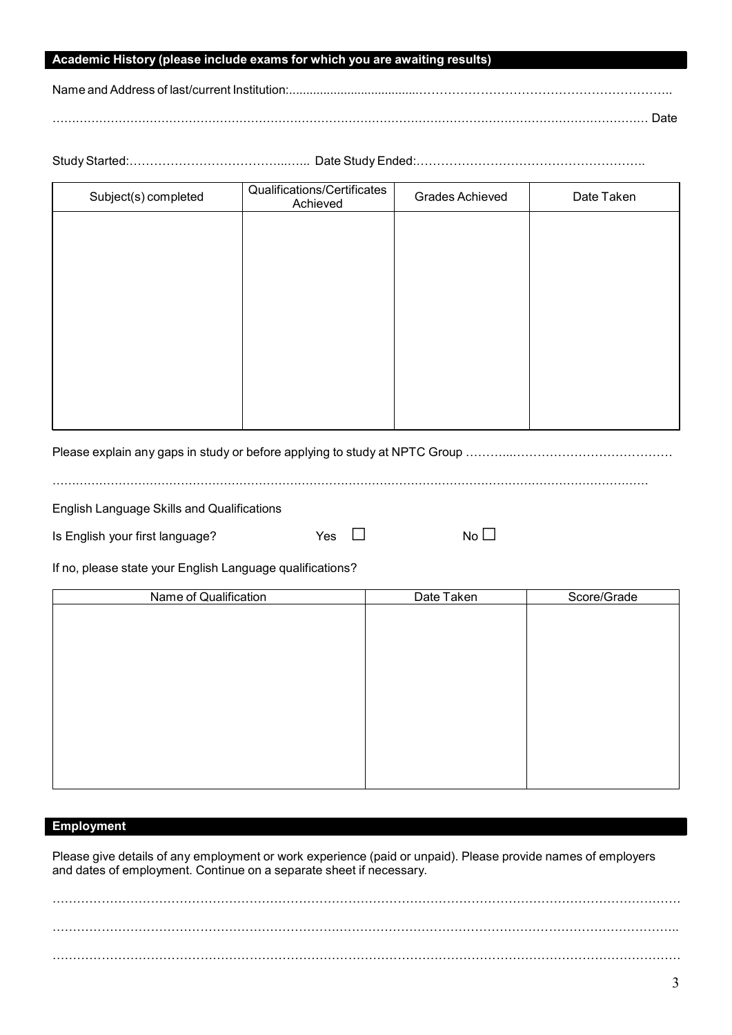## Academic History (please include exams for which you are awaiting results)

Name and Address of last/current Institution:......................................……………………………………………………..

……………………………………………………………………………………………………………………………… Date

Study Started:……………………………………..….. Date Study Ended:………………………………………………..

| Subject(s) completed | Qualifications/Certificates Achieved | Grades Achieved | Date Taken |
|---|---|---|---|
| | | | |

Please explain any gaps in study or before applying to study at NPTC Group ………...………………………………

………………………………………………………………………………………………………………………………

English Language Skills and Qualifications

Is English your first language? Yes ☐ No ☐

If no, please state your English Language qualifications?

| Name of Qualification | Date Taken | Score/Grade |
|---|---|---|
| | | |

## Employment

Please give details of any employment or work experience (paid or unpaid). Please provide names of employers and dates of employment. Continue on a separate sheet if necessary.

………………………………………………………………………………………………………………………………

………………………………………………………………………………………………………………………………

………………………………………………………………………………………………………………………………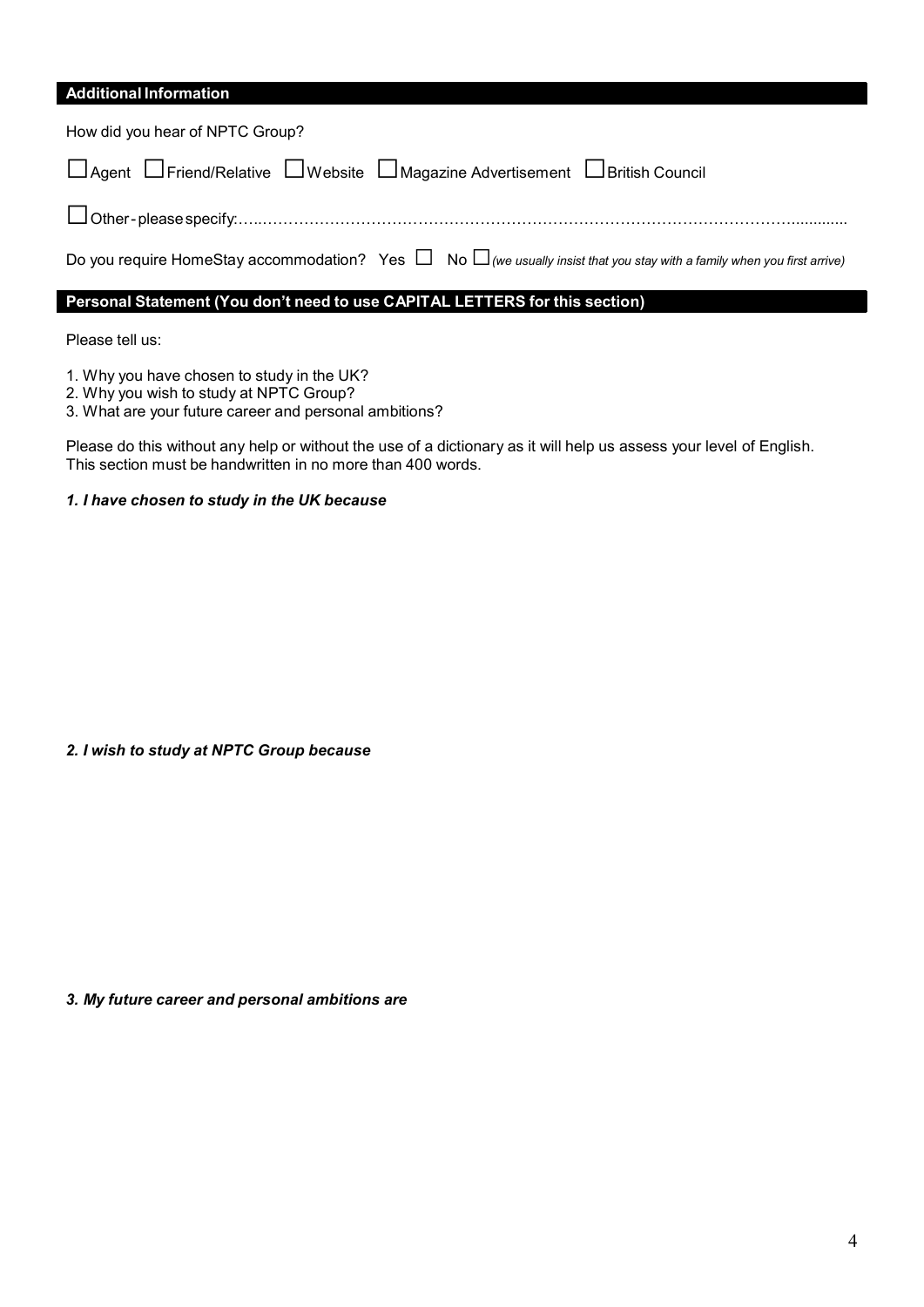## Additional Information

How did you hear of NPTC Group?

☐ Agent ☐ Friend/Relative ☐ Website ☐ Magazine Advertisement ☐ British Council

☐ Other - please specify:…..……………………………………………………………………………………………….............

Do you require HomeStay accommodation? Yes ☐ No ☐ *(we usually insist that you stay with a family when you first arrive)*

## Personal Statement (You don't need to use CAPITAL LETTERS for this section)

Please tell us:

1. Why you have chosen to study in the UK?
2. Why you wish to study at NPTC Group?
3. What are your future career and personal ambitions?

Please do this without any help or without the use of a dictionary as it will help us assess your level of English. This section must be handwritten in no more than 400 words.

***1. I have chosen to study in the UK because***

***2. I wish to study at NPTC Group because***

***3. My future career and personal ambitions are***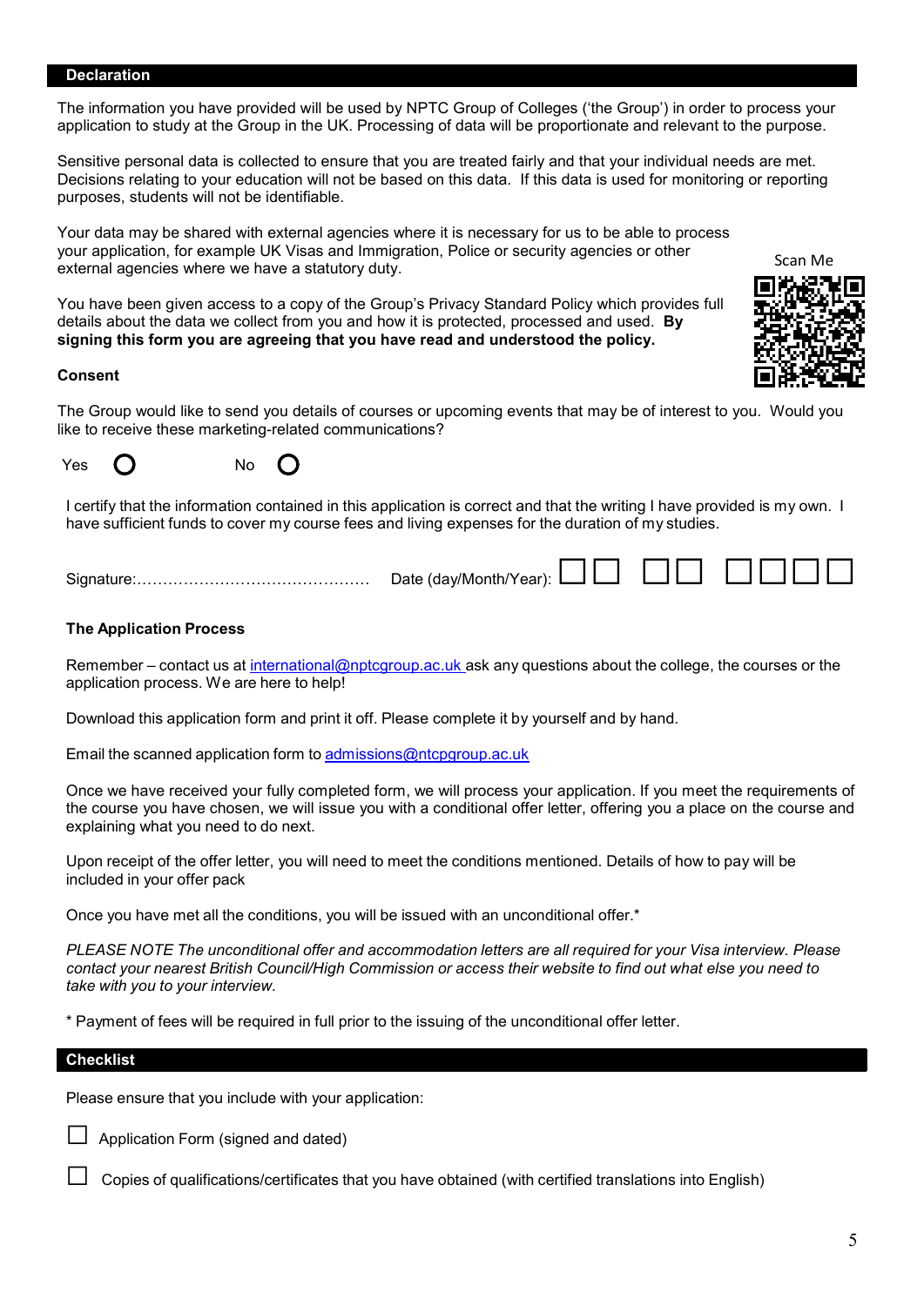## Declaration

The information you have provided will be used by NPTC Group of Colleges ('the Group') in order to process your application to study at the Group in the UK. Processing of data will be proportionate and relevant to the purpose.

Sensitive personal data is collected to ensure that you are treated fairly and that your individual needs are met. Decisions relating to your education will not be based on this data. If this data is used for monitoring or reporting purposes, students will not be identifiable.

Your data may be shared with external agencies where it is necessary for us to be able to process your application, for example UK Visas and Immigration, Police or security agencies or other external agencies where we have a statutory duty.

Scan Me

You have been given access to a copy of the Group's Privacy Standard Policy which provides full details about the data we collect from you and how it is protected, processed and used. **By signing this form you are agreeing that you have read and understood the policy.**

### Consent

The Group would like to send you details of courses or upcoming events that may be of interest to you. Would you like to receive these marketing-related communications?

Yes ○ No ○

I certify that the information contained in this application is correct and that the writing I have provided is my own. I have sufficient funds to cover my course fees and living expenses for the duration of my studies.

Signature:……………………………………… Date (day/Month/Year): ☐☐ ☐☐ ☐☐☐☐

### The Application Process

Remember – contact us at international@nptcgroup.ac.uk ask any questions about the college, the courses or the application process. We are here to help!

Download this application form and print it off. Please complete it by yourself and by hand.

Email the scanned application form to admissions@ntcpgroup.ac.uk

Once we have received your fully completed form, we will process your application. If you meet the requirements of the course you have chosen, we will issue you with a conditional offer letter, offering you a place on the course and explaining what you need to do next.

Upon receipt of the offer letter, you will need to meet the conditions mentioned. Details of how to pay will be included in your offer pack

Once you have met all the conditions, you will be issued with an unconditional offer.*

*PLEASE NOTE The unconditional offer and accommodation letters are all required for your Visa interview. Please contact your nearest British Council/High Commission or access their website to find out what else you need to take with you to your interview.*

* Payment of fees will be required in full prior to the issuing of the unconditional offer letter.

## Checklist

Please ensure that you include with your application:

☐ Application Form (signed and dated)

☐ Copies of qualifications/certificates that you have obtained (with certified translations into English)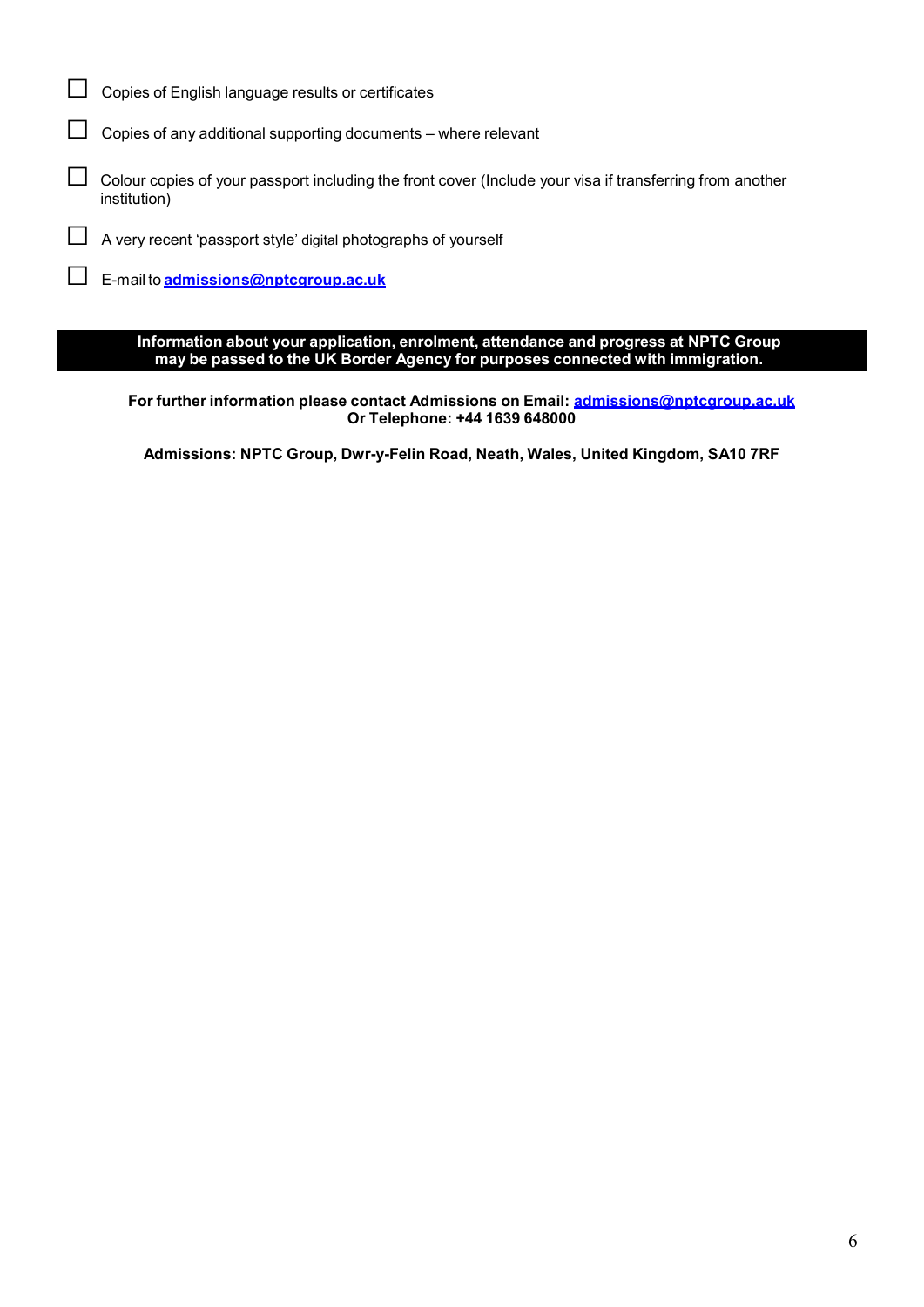- ☐ Copies of English language results or certificates
- ☐ Copies of any additional supporting documents – where relevant
- ☐ Colour copies of your passport including the front cover (Include your visa if transferring from another institution)
- ☐ A very recent 'passport style' digital photographs of yourself
- ☐ E-mail to **admissions@nptcgroup.ac.uk**

**Information about your application, enrolment, attendance and progress at NPTC Group may be passed to the UK Border Agency for purposes connected with immigration.**

**For further information please contact Admissions on Email: admissions@nptcgroup.ac.uk**
**Or Telephone: +44 1639 648000**

**Admissions: NPTC Group, Dwr-y-Felin Road, Neath, Wales, United Kingdom, SA10 7RF**